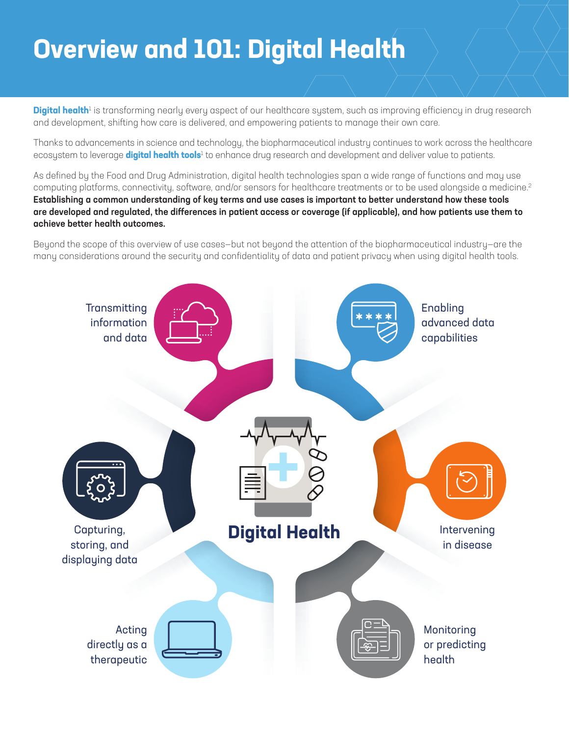# Overview and 101: Digital Health

**Digital health**[1] is transforming nearly every aspect of our healthcare system, such as improving efficiency in drug research and development, shifting how care is delivered, and empowering patients to manage their own care.

Thanks to advancements in science and technology, the biopharmaceutical industry continues to work across the healthcare ecosystem to leverage **digital health tools**[1] to enhance drug research and development and deliver value to patients.

As defined by the Food and Drug Administration, digital health technologies span a wide range of functions and may use computing platforms, connectivity, software, and/or sensors for healthcare treatments or to be used alongside a medicine.[2] **Establishing a common understanding of key terms and use cases is important to better understand how these tools are developed and regulated, the differences in patient access or coverage (if applicable), and how patients use them to achieve better health outcomes.**

Beyond the scope of this overview of use cases—but not beyond the attention of the biopharmaceutical industry—are the many considerations around the security and confidentiality of data and patient privacy when using digital health tools.

**Digital Health**

- Transmitting information and data
- Enabling advanced data capabilities
- Capturing, storing, and displaying data
- Intervening in disease
- Acting directly as a therapeutic
- Monitoring or predicting health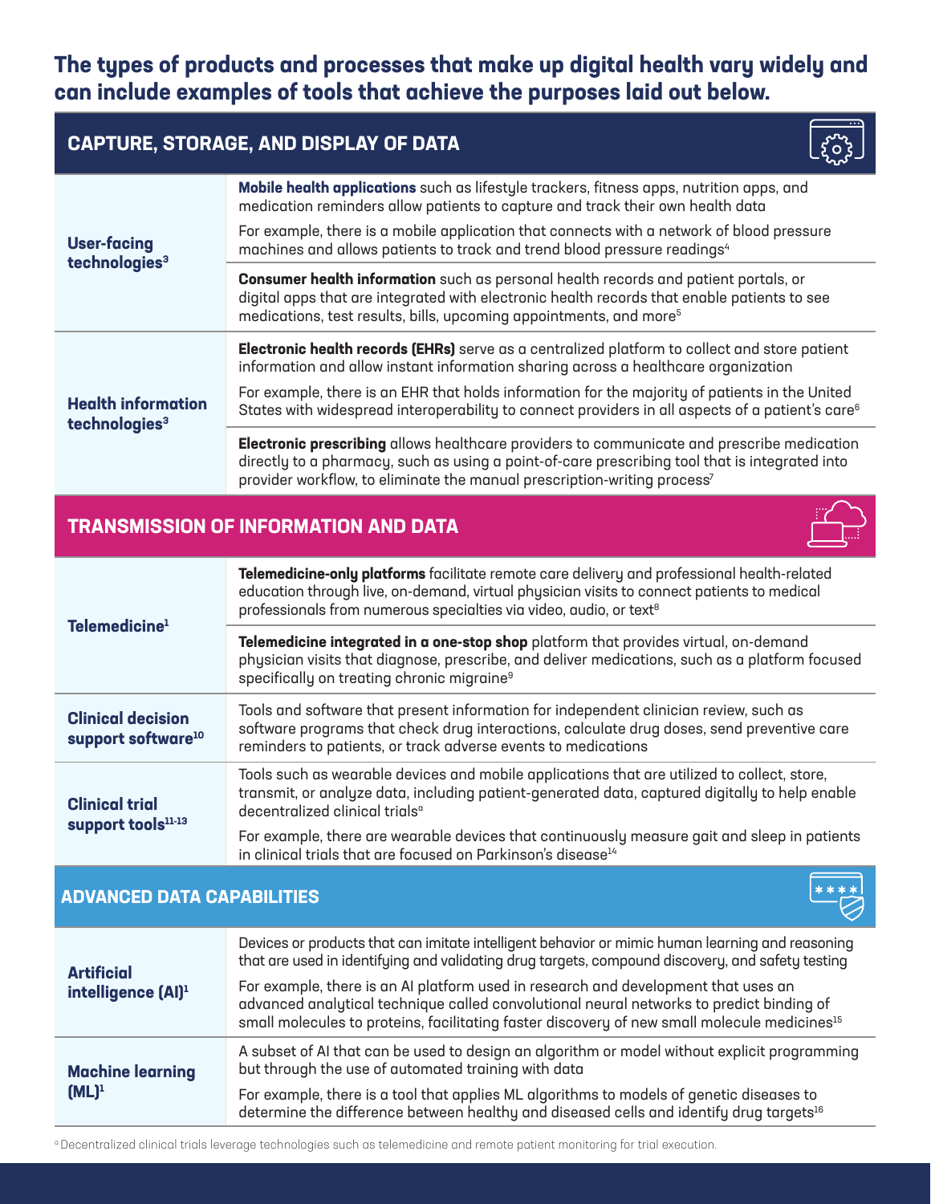## The types of products and processes that make up digital health vary widely and can include examples of tools that achieve the purposes laid out below.

### CAPTURE, STORAGE, AND DISPLAY OF DATA

| | |
|---|---|
| **User-facing technologies**[3] | **Mobile health applications** such as lifestyle trackers, fitness apps, nutrition apps, and medication reminders allow patients to capture and track their own health data<br><br>For example, there is a mobile application that connects with a network of blood pressure machines and allows patients to track and trend blood pressure readings[4] |
| | **Consumer health information** such as personal health records and patient portals, or digital apps that are integrated with electronic health records that enable patients to see medications, test results, bills, upcoming appointments, and more[5] |
| **Health information technologies**[3] | **Electronic health records (EHRs)** serve as a centralized platform to collect and store patient information and allow instant information sharing across a healthcare organization<br><br>For example, there is an EHR that holds information for the majority of patients in the United States with widespread interoperability to connect providers in all aspects of a patient's care[6] |
| | **Electronic prescribing** allows healthcare providers to communicate and prescribe medication directly to a pharmacy, such as using a point-of-care prescribing tool that is integrated into provider workflow, to eliminate the manual prescription-writing process[7] |

### TRANSMISSION OF INFORMATION AND DATA

| | |
|---|---|
| **Telemedicine**[1] | **Telemedicine-only platforms** facilitate remote care delivery and professional health-related education through live, on-demand, virtual physician visits to connect patients to medical professionals from numerous specialties via video, audio, or text[8] |
| | **Telemedicine integrated in a one-stop shop** platform that provides virtual, on-demand physician visits that diagnose, prescribe, and deliver medications, such as a platform focused specifically on treating chronic migraine[9] |
| **Clinical decision support software**[10] | Tools and software that present information for independent clinician review, such as software programs that check drug interactions, calculate drug doses, send preventive care reminders to patients, or track adverse events to medications |
| **Clinical trial support tools**[11-13] | Tools such as wearable devices and mobile applications that are utilized to collect, store, transmit, or analyze data, including patient-generated data, captured digitally to help enable decentralized clinical trials[a]<br><br>For example, there are wearable devices that continuously measure gait and sleep in patients in clinical trials that are focused on Parkinson's disease[14] |

### ADVANCED DATA CAPABILITIES

| | |
|---|---|
| **Artificial intelligence (AI)**[1] | Devices or products that can imitate intelligent behavior or mimic human learning and reasoning that are used in identifying and validating drug targets, compound discovery, and safety testing<br><br>For example, there is an AI platform used in research and development that uses an advanced analytical technique called convolutional neural networks to predict binding of small molecules to proteins, facilitating faster discovery of new small molecule medicines[15] |
| **Machine learning (ML)**[1] | A subset of AI that can be used to design an algorithm or model without explicit programming but through the use of automated training with data<br><br>For example, there is a tool that applies ML algorithms to models of genetic diseases to determine the difference between healthy and diseased cells and identify drug targets[16] |

[a] Decentralized clinical trials leverage technologies such as telemedicine and remote patient monitoring for trial execution.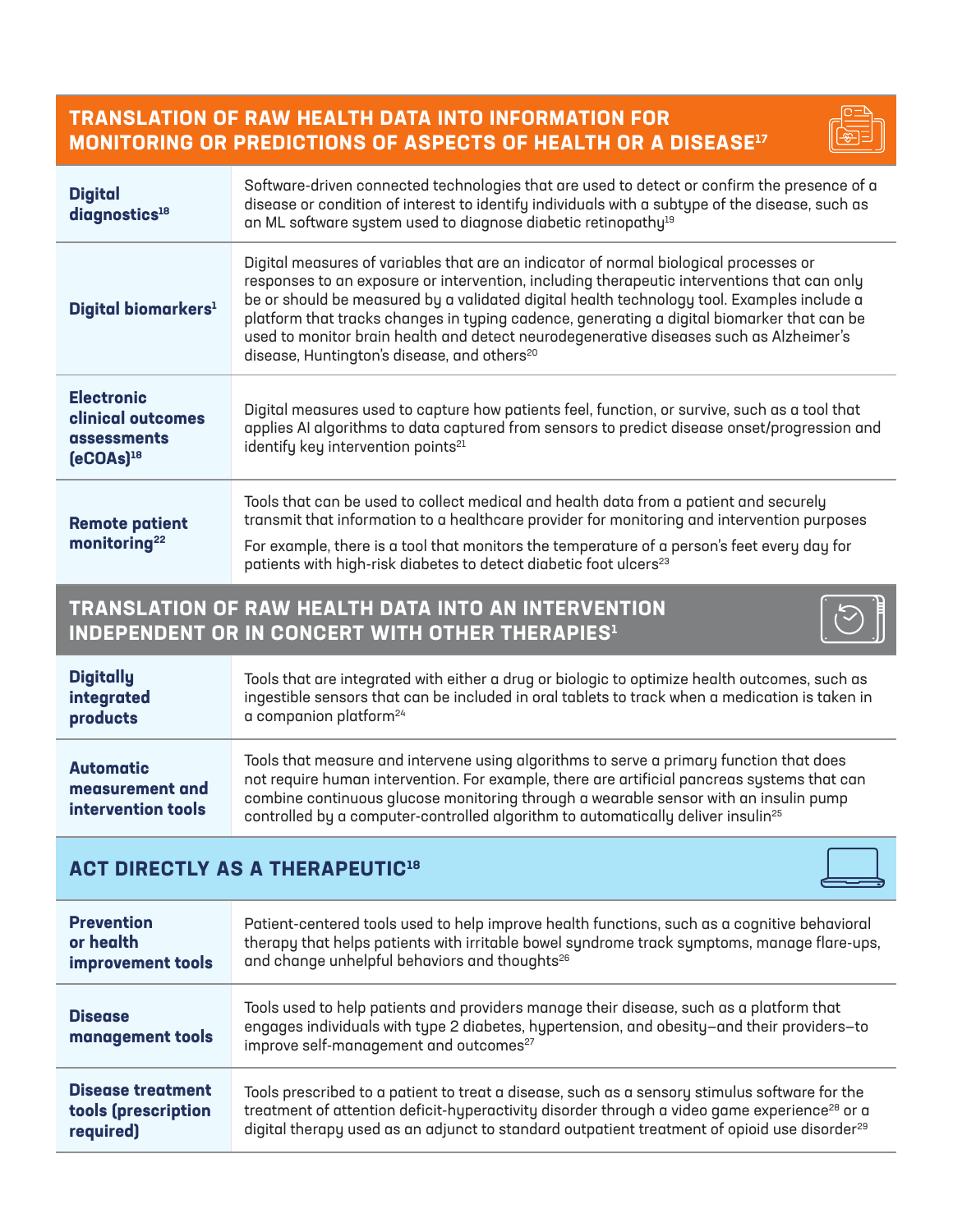## TRANSLATION OF RAW HEALTH DATA INTO INFORMATION FOR MONITORING OR PREDICTIONS OF ASPECTS OF HEALTH OR A DISEASE[17]

| | |
|---|---|
| **Digital diagnostics[18]** | Software-driven connected technologies that are used to detect or confirm the presence of a disease or condition of interest to identify individuals with a subtype of the disease, such as an ML software system used to diagnose diabetic retinopathy[19] |
| **Digital biomarkers[1]** | Digital measures of variables that are an indicator of normal biological processes or responses to an exposure or intervention, including therapeutic interventions that can only be or should be measured by a validated digital health technology tool. Examples include a platform that tracks changes in typing cadence, generating a digital biomarker that can be used to monitor brain health and detect neurodegenerative diseases such as Alzheimer's disease, Huntington's disease, and others[20] |
| **Electronic clinical outcomes assessments (eCOAs)[18]** | Digital measures used to capture how patients feel, function, or survive, such as a tool that applies AI algorithms to data captured from sensors to predict disease onset/progression and identify key intervention points[21] |
| **Remote patient monitoring[22]** | Tools that can be used to collect medical and health data from a patient and securely transmit that information to a healthcare provider for monitoring and intervention purposes<br><br>For example, there is a tool that monitors the temperature of a person's feet every day for patients with high-risk diabetes to detect diabetic foot ulcers[23] |

## TRANSLATION OF RAW HEALTH DATA INTO AN INTERVENTION INDEPENDENT OR IN CONCERT WITH OTHER THERAPIES[1]

| | |
|---|---|
| **Digitally integrated products** | Tools that are integrated with either a drug or biologic to optimize health outcomes, such as ingestible sensors that can be included in oral tablets to track when a medication is taken in a companion platform[24] |
| **Automatic measurement and intervention tools** | Tools that measure and intervene using algorithms to serve a primary function that does not require human intervention. For example, there are artificial pancreas systems that can combine continuous glucose monitoring through a wearable sensor with an insulin pump controlled by a computer-controlled algorithm to automatically deliver insulin[25] |

## ACT DIRECTLY AS A THERAPEUTIC[18]

| | |
|---|---|
| **Prevention or health improvement tools** | Patient-centered tools used to help improve health functions, such as a cognitive behavioral therapy that helps patients with irritable bowel syndrome track symptoms, manage flare-ups, and change unhelpful behaviors and thoughts[26] |
| **Disease management tools** | Tools used to help patients and providers manage their disease, such as a platform that engages individuals with type 2 diabetes, hypertension, and obesity—and their providers—to improve self-management and outcomes[27] |
| **Disease treatment tools (prescription required)** | Tools prescribed to a patient to treat a disease, such as a sensory stimulus software for the treatment of attention deficit-hyperactivity disorder through a video game experience[28] or a digital therapy used as an adjunct to standard outpatient treatment of opioid use disorder[29] |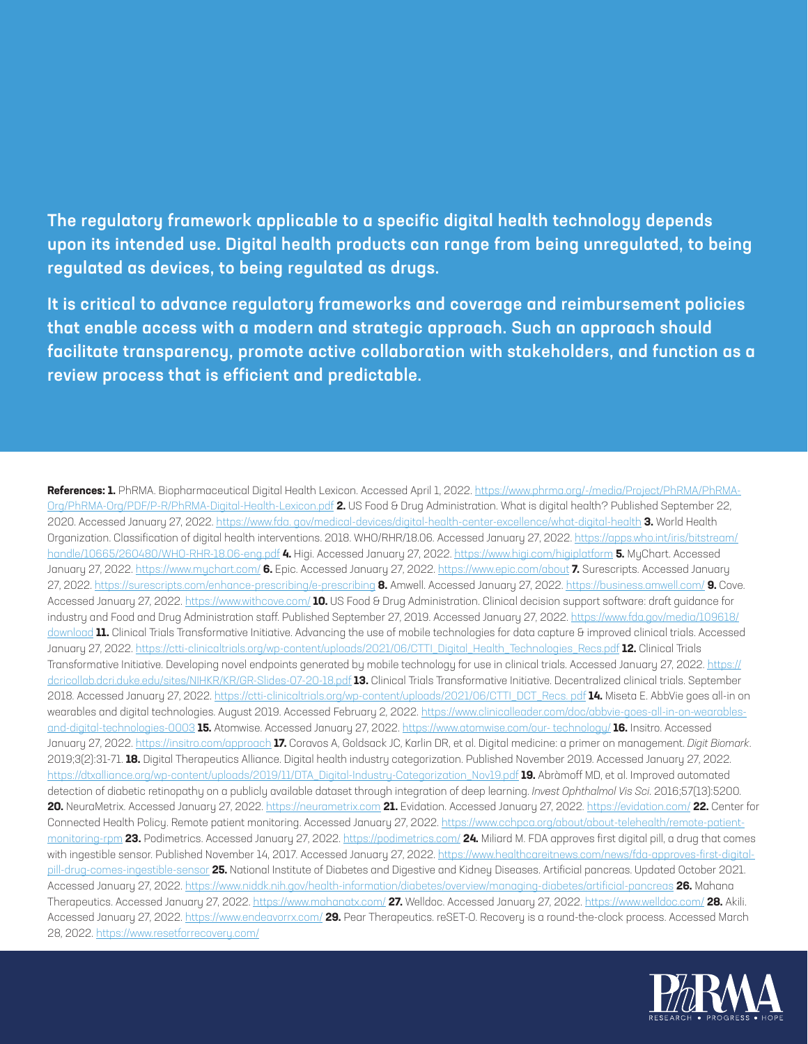**The regulatory framework applicable to a specific digital health technology depends upon its intended use. Digital health products can range from being unregulated, to being regulated as devices, to being regulated as drugs.**

**It is critical to advance regulatory frameworks and coverage and reimbursement policies that enable access with a modern and strategic approach. Such an approach should facilitate transparency, promote active collaboration with stakeholders, and function as a review process that is efficient and predictable.**

**References: 1.** PhRMA. Biopharmaceutical Digital Health Lexicon. Accessed April 1, 2022. https://www.phrma.org/-/media/Project/PhRMA/PhRMA-Org/PhRMA-Org/PDF/P-R/PhRMA-Digital-Health-Lexicon.pdf **2.** US Food & Drug Administration. What is digital health? Published September 22, 2020. Accessed January 27, 2022. https://www.fda.gov/medical-devices/digital-health-center-excellence/what-digital-health **3.** World Health Organization. Classification of digital health interventions. 2018. WHO/RHR/18.06. Accessed January 27, 2022. https://apps.who.int/iris/bitstream/handle/10665/260480/WHO-RHR-18.06-eng.pdf **4.** Higi. Accessed January 27, 2022. https://www.higi.com/higiplatform **5.** MyChart. Accessed January 27, 2022. https://www.mychart.com/ **6.** Epic. Accessed January 27, 2022. https://www.epic.com/about **7.** Surescripts. Accessed January 27, 2022. https://surescripts.com/enhance-prescribing/e-prescribing **8.** Amwell. Accessed January 27, 2022. https://business.amwell.com/ **9.** Cove. Accessed January 27, 2022. https://www.withcove.com/ **10.** US Food & Drug Administration. Clinical decision support software: draft guidance for industry and Food and Drug Administration staff. Published September 27, 2019. Accessed January 27, 2022. https://www.fda.gov/media/109618/download **11.** Clinical Trials Transformative Initiative. Advancing the use of mobile technologies for data capture & improved clinical trials. Accessed January 27, 2022. https://ctti-clinicaltrials.org/wp-content/uploads/2021/06/CTTI_Digital_Health_Technologies_Recs.pdf **12.** Clinical Trials Transformative Initiative. Developing novel endpoints generated by mobile technology for use in clinical trials. Accessed January 27, 2022. https://dcricollab.dcri.duke.edu/sites/NIHKR/KR/GR-Slides-07-20-18.pdf **13.** Clinical Trials Transformative Initiative. Decentralized clinical trials. September 2018. Accessed January 27, 2022. https://ctti-clinicaltrials.org/wp-content/uploads/2021/06/CTTI_DCT_Recs.pdf **14.** Miseta E. AbbVie goes all-in on wearables and digital technologies. August 2019. Accessed February 2, 2022. https://www.clinicalleader.com/doc/abbvie-goes-all-in-on-wearables-and-digital-technologies-0003 **15.** Atomwise. Accessed January 27, 2022. https://www.atomwise.com/our-technology/ **16.** Insitro. Accessed January 27, 2022. https://insitro.com/approach **17.** Coravos A, Goldsack JC, Karlin DR, et al. Digital medicine: a primer on management. *Digit Biomark*. 2019;3(2):31-71. **18.** Digital Therapeutics Alliance. Digital health industry categorization. Published November 2019. Accessed January 27, 2022. https://dtxalliance.org/wp-content/uploads/2019/11/DTA_Digital-Industry-Categorization_Nov19.pdf **19.** Abràmoff MD, et al. Improved automated detection of diabetic retinopathy on a publicly available dataset through integration of deep learning. *Invest Ophthalmol Vis Sci*. 2016;57(13):5200. **20.** NeuraMetrix. Accessed January 27, 2022. https://neurametrix.com **21.** Evidation. Accessed January 27, 2022. https://evidation.com/ **22.** Center for Connected Health Policy. Remote patient monitoring. Accessed January 27, 2022. https://www.cchpca.org/about/about-telehealth/remote-patient-monitoring-rpm **23.** Podimetrics. Accessed January 27, 2022. https://podimetrics.com/ **24.** Miliard M. FDA approves first digital pill, a drug that comes with ingestible sensor. Published November 14, 2017. Accessed January 27, 2022. https://www.healthcareitnews.com/news/fda-approves-first-digital-pill-drug-comes-ingestible-sensor **25.** National Institute of Diabetes and Digestive and Kidney Diseases. Artificial pancreas. Updated October 2021. Accessed January 27, 2022. https://www.niddk.nih.gov/health-information/diabetes/overview/managing-diabetes/artificial-pancreas **26.** Mahana Therapeutics. Accessed January 27, 2022. https://www.mahanatx.com/ **27.** Welldoc. Accessed January 27, 2022. https://www.welldoc.com/ **28.** Akili. Accessed January 27, 2022. https://www.endeavorrx.com/ **29.** Pear Therapeutics. reSET-O. Recovery is a round-the-clock process. Accessed March 28, 2022. https://www.resetforrecovery.com/

PhRMA
RESEARCH • PROGRESS • HOPE